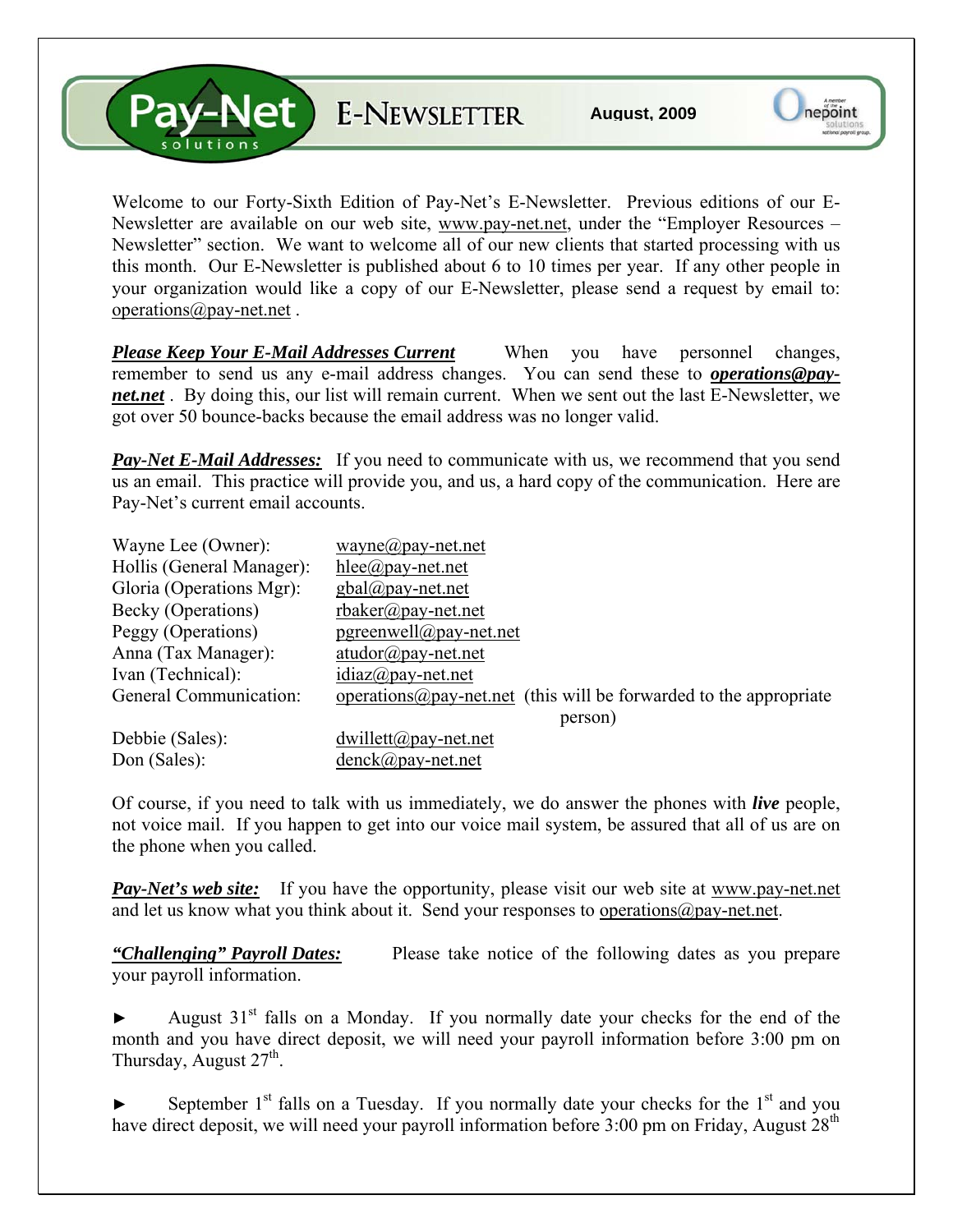# Pay-Net solutions E-NEWSLETTER

**August, 2009**

Welcome to our Forty-Sixth Edition of Pay-Net's E-Newsletter. Previous editions of our E-Newsletter are available on our web site, www.pay-net.net, under the "Employer Resources – Newsletter" section. We want to welcome all of our new clients that started processing with us this month. Our E-Newsletter is published about 6 to 10 times per year. If any other people in your organization would like a copy of our E-Newsletter, please send a request by email to: operations@pay-net.net .

***Please Keep Your E-Mail Addresses Current*** When you have personnel changes, remember to send us any e-mail address changes. You can send these to ***operations@pay-net.net*** . By doing this, our list will remain current. When we sent out the last E-Newsletter, we got over 50 bounce-backs because the email address was no longer valid.

***Pay-Net E-Mail Addresses:*** If you need to communicate with us, we recommend that you send us an email. This practice will provide you, and us, a hard copy of the communication. Here are Pay-Net's current email accounts.

| | |
|---|---|
| Wayne Lee (Owner): | wayne@pay-net.net |
| Hollis (General Manager): | hlee@pay-net.net |
| Gloria (Operations Mgr): | gbal@pay-net.net |
| Becky (Operations) | rbaker@pay-net.net |
| Peggy (Operations) | pgreenwell@pay-net.net |
| Anna (Tax Manager): | atudor@pay-net.net |
| Ivan (Technical): | idiaz@pay-net.net |
| General Communication: | operations@pay-net.net (this will be forwarded to the appropriate person) |
| Debbie (Sales): | dwillett@pay-net.net |
| Don (Sales): | denck@pay-net.net |

Of course, if you need to talk with us immediately, we do answer the phones with ***live*** people, not voice mail. If you happen to get into our voice mail system, be assured that all of us are on the phone when you called.

***Pay-Net's web site:*** If you have the opportunity, please visit our web site at www.pay-net.net and let us know what you think about it. Send your responses to operations@pay-net.net.

***"Challenging" Payroll Dates:*** Please take notice of the following dates as you prepare your payroll information.

► August 31st falls on a Monday. If you normally date your checks for the end of the month and you have direct deposit, we will need your payroll information before 3:00 pm on Thursday, August 27th.

► September 1st falls on a Tuesday. If you normally date your checks for the 1st and you have direct deposit, we will need your payroll information before 3:00 pm on Friday, August 28th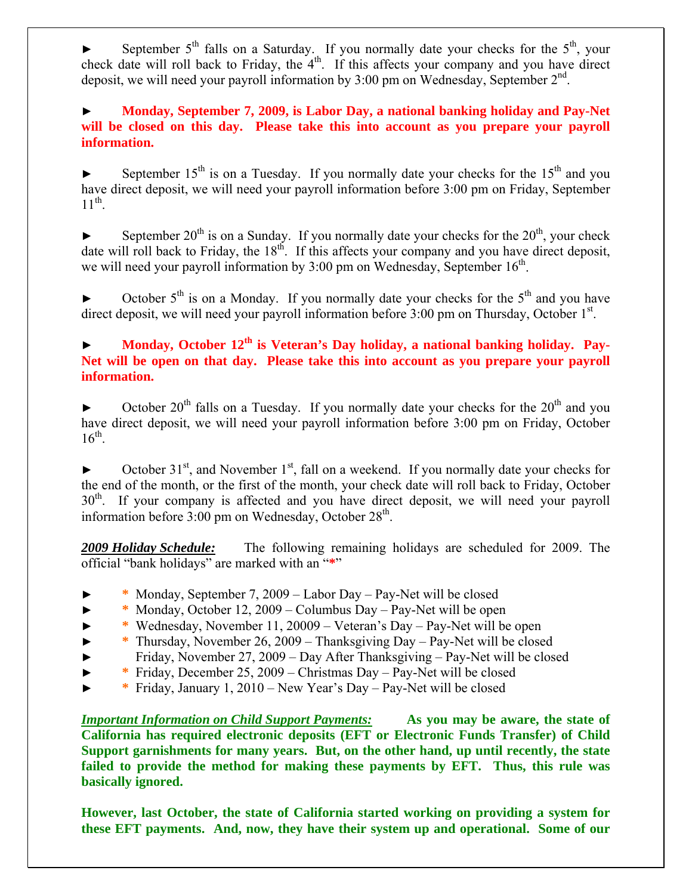► September 5th falls on a Saturday. If you normally date your checks for the 5th, your check date will roll back to Friday, the 4th. If this affects your company and you have direct deposit, we will need your payroll information by 3:00 pm on Wednesday, September 2nd.

► **Monday, September 7, 2009, is Labor Day, a national banking holiday and Pay-Net will be closed on this day. Please take this into account as you prepare your payroll information.**

► September 15th is on a Tuesday. If you normally date your checks for the 15th and you have direct deposit, we will need your payroll information before 3:00 pm on Friday, September 11th.

► September 20th is on a Sunday. If you normally date your checks for the 20th, your check date will roll back to Friday, the 18th. If this affects your company and you have direct deposit, we will need your payroll information by 3:00 pm on Wednesday, September 16th.

► October 5th is on a Monday. If you normally date your checks for the 5th and you have direct deposit, we will need your payroll information before 3:00 pm on Thursday, October 1st.

► **Monday, October 12th is Veteran's Day holiday, a national banking holiday. Pay-Net will be open on that day. Please take this into account as you prepare your payroll information.**

► October 20th falls on a Tuesday. If you normally date your checks for the 20th and you have direct deposit, we will need your payroll information before 3:00 pm on Friday, October 16th.

► October 31st, and November 1st, fall on a weekend. If you normally date your checks for the end of the month, or the first of the month, your check date will roll back to Friday, October 30th. If your company is affected and you have direct deposit, we will need your payroll information before 3:00 pm on Wednesday, October 28th.

***2009 Holiday Schedule:*** The following remaining holidays are scheduled for 2009. The official "bank holidays" are marked with an "*"

- \* Monday, September 7, 2009 – Labor Day – Pay-Net will be closed
- \* Monday, October 12, 2009 – Columbus Day – Pay-Net will be open
- \* Wednesday, November 11, 20009 – Veteran's Day – Pay-Net will be open
- \* Thursday, November 26, 2009 – Thanksgiving Day – Pay-Net will be closed
- Friday, November 27, 2009 – Day After Thanksgiving – Pay-Net will be closed
- \* Friday, December 25, 2009 – Christmas Day – Pay-Net will be closed
- \* Friday, January 1, 2010 – New Year's Day – Pay-Net will be closed

***Important Information on Child Support Payments:*** **As you may be aware, the state of California has required electronic deposits (EFT or Electronic Funds Transfer) of Child Support garnishments for many years. But, on the other hand, up until recently, the state failed to provide the method for making these payments by EFT. Thus, this rule was basically ignored.**

**However, last October, the state of California started working on providing a system for these EFT payments. And, now, they have their system up and operational. Some of our**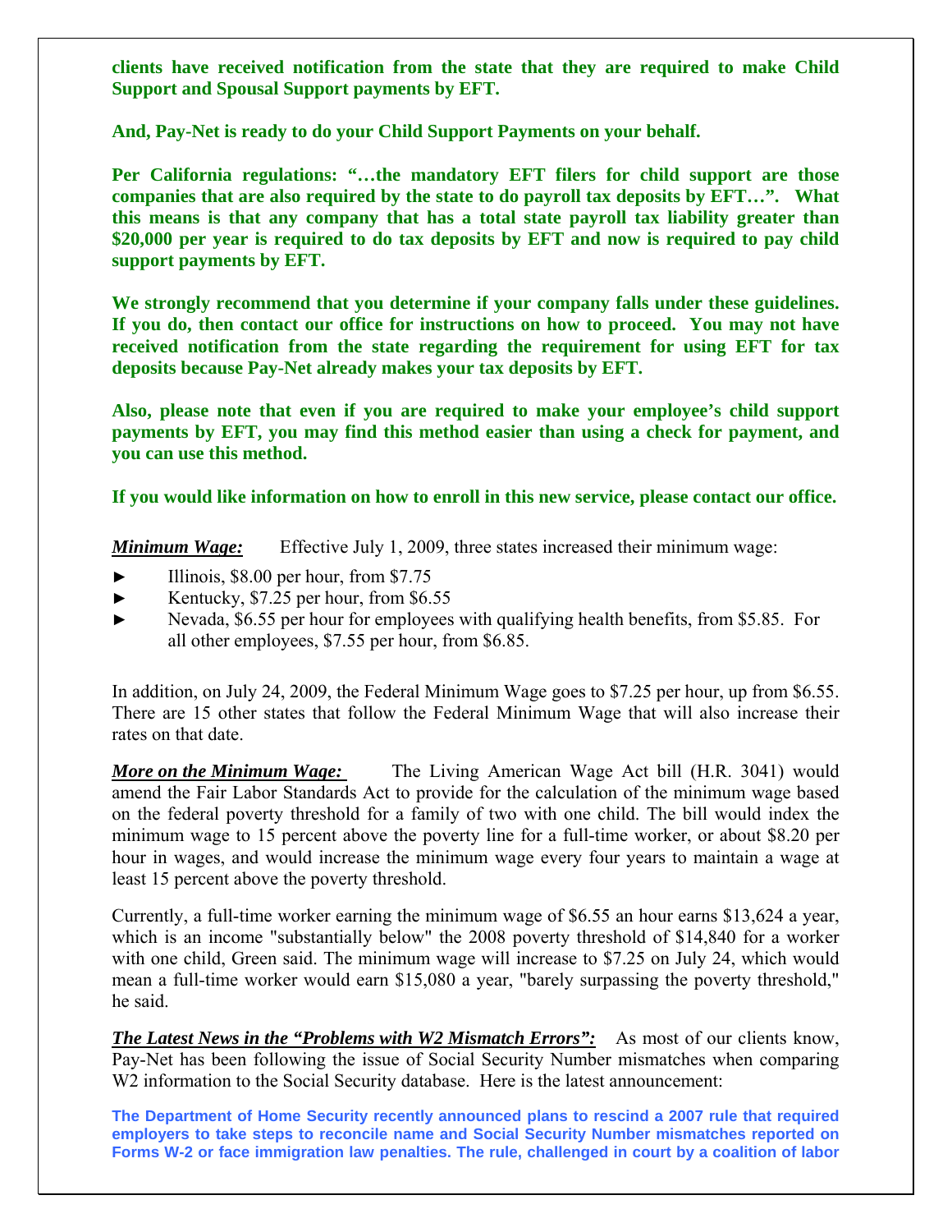**clients have received notification from the state that they are required to make Child Support and Spousal Support payments by EFT.**

**And, Pay-Net is ready to do your Child Support Payments on your behalf.**

**Per California regulations: "…the mandatory EFT filers for child support are those companies that are also required by the state to do payroll tax deposits by EFT…". What this means is that any company that has a total state payroll tax liability greater than $20,000 per year is required to do tax deposits by EFT and now is required to pay child support payments by EFT.**

**We strongly recommend that you determine if your company falls under these guidelines. If you do, then contact our office for instructions on how to proceed. You may not have received notification from the state regarding the requirement for using EFT for tax deposits because Pay-Net already makes your tax deposits by EFT.**

**Also, please note that even if you are required to make your employee's child support payments by EFT, you may find this method easier than using a check for payment, and you can use this method.**

**If you would like information on how to enroll in this new service, please contact our office.**

***Minimum Wage:*** Effective July 1, 2009, three states increased their minimum wage:

- Illinois, $8.00 per hour, from $7.75
- Kentucky, $7.25 per hour, from $6.55
- Nevada, $6.55 per hour for employees with qualifying health benefits, from $5.85. For all other employees, $7.55 per hour, from $6.85.

In addition, on July 24, 2009, the Federal Minimum Wage goes to $7.25 per hour, up from $6.55. There are 15 other states that follow the Federal Minimum Wage that will also increase their rates on that date.

***More on the Minimum Wage:*** The Living American Wage Act bill (H.R. 3041) would amend the Fair Labor Standards Act to provide for the calculation of the minimum wage based on the federal poverty threshold for a family of two with one child. The bill would index the minimum wage to 15 percent above the poverty line for a full-time worker, or about $8.20 per hour in wages, and would increase the minimum wage every four years to maintain a wage at least 15 percent above the poverty threshold.

Currently, a full-time worker earning the minimum wage of $6.55 an hour earns $13,624 a year, which is an income "substantially below" the 2008 poverty threshold of $14,840 for a worker with one child, Green said. The minimum wage will increase to $7.25 on July 24, which would mean a full-time worker would earn $15,080 a year, "barely surpassing the poverty threshold," he said.

***The Latest News in the "Problems with W2 Mismatch Errors":*** As most of our clients know, Pay-Net has been following the issue of Social Security Number mismatches when comparing W2 information to the Social Security database. Here is the latest announcement:

**The Department of Home Security recently announced plans to rescind a 2007 rule that required employers to take steps to reconcile name and Social Security Number mismatches reported on Forms W-2 or face immigration law penalties. The rule, challenged in court by a coalition of labor**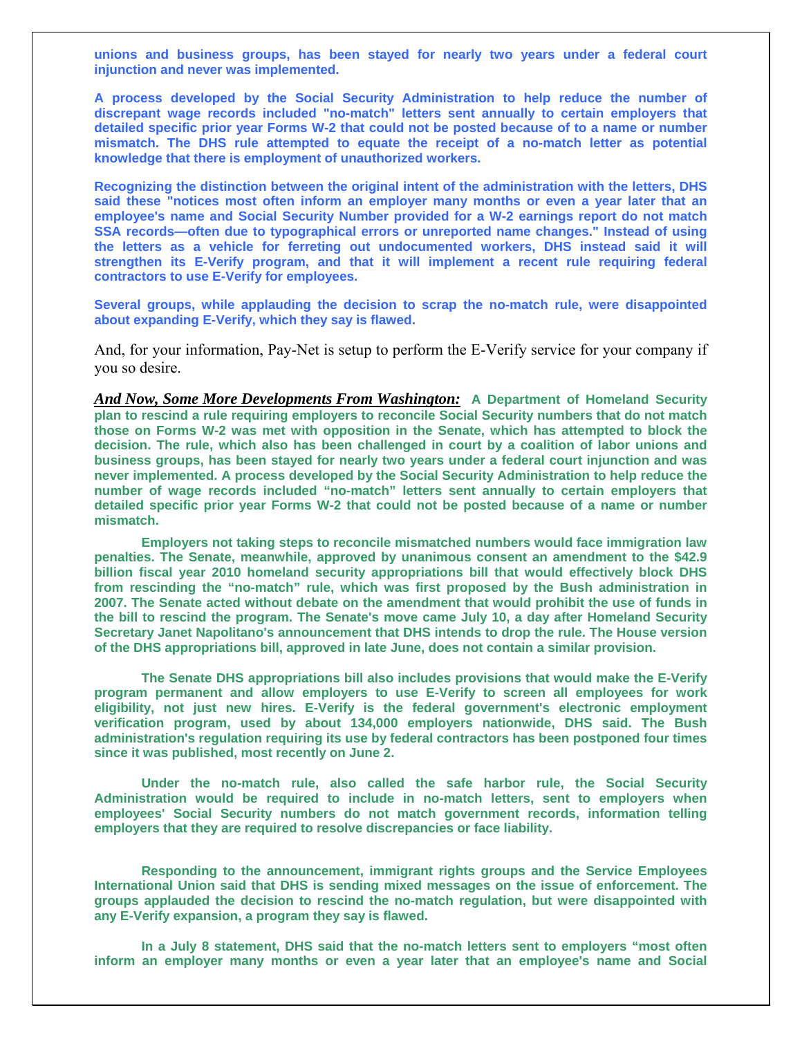**unions and business groups, has been stayed for nearly two years under a federal court injunction and never was implemented.**

**A process developed by the Social Security Administration to help reduce the number of discrepant wage records included "no-match" letters sent annually to certain employers that detailed specific prior year Forms W-2 that could not be posted because of to a name or number mismatch. The DHS rule attempted to equate the receipt of a no-match letter as potential knowledge that there is employment of unauthorized workers.**

**Recognizing the distinction between the original intent of the administration with the letters, DHS said these "notices most often inform an employer many months or even a year later that an employee's name and Social Security Number provided for a W-2 earnings report do not match SSA records—often due to typographical errors or unreported name changes." Instead of using the letters as a vehicle for ferreting out undocumented workers, DHS instead said it will strengthen its E-Verify program, and that it will implement a recent rule requiring federal contractors to use E-Verify for employees.**

**Several groups, while applauding the decision to scrap the no-match rule, were disappointed about expanding E-Verify, which they say is flawed.**

And, for your information, Pay-Net is setup to perform the E-Verify service for your company if you so desire.

***<u>And Now, Some More Developments From Washington:</u>*** **A Department of Homeland Security plan to rescind a rule requiring employers to reconcile Social Security numbers that do not match those on Forms W-2 was met with opposition in the Senate, which has attempted to block the decision. The rule, which also has been challenged in court by a coalition of labor unions and business groups, has been stayed for nearly two years under a federal court injunction and was never implemented. A process developed by the Social Security Administration to help reduce the number of wage records included "no-match" letters sent annually to certain employers that detailed specific prior year Forms W-2 that could not be posted because of a name or number mismatch.**

**Employers not taking steps to reconcile mismatched numbers would face immigration law penalties. The Senate, meanwhile, approved by unanimous consent an amendment to the $42.9 billion fiscal year 2010 homeland security appropriations bill that would effectively block DHS from rescinding the "no-match" rule, which was first proposed by the Bush administration in 2007. The Senate acted without debate on the amendment that would prohibit the use of funds in the bill to rescind the program. The Senate's move came July 10, a day after Homeland Security Secretary Janet Napolitano's announcement that DHS intends to drop the rule. The House version of the DHS appropriations bill, approved in late June, does not contain a similar provision.**

**The Senate DHS appropriations bill also includes provisions that would make the E-Verify program permanent and allow employers to use E-Verify to screen all employees for work eligibility, not just new hires. E-Verify is the federal government's electronic employment verification program, used by about 134,000 employers nationwide, DHS said. The Bush administration's regulation requiring its use by federal contractors has been postponed four times since it was published, most recently on June 2.**

**Under the no-match rule, also called the safe harbor rule, the Social Security Administration would be required to include in no-match letters, sent to employers when employees' Social Security numbers do not match government records, information telling employers that they are required to resolve discrepancies or face liability.**

**Responding to the announcement, immigrant rights groups and the Service Employees International Union said that DHS is sending mixed messages on the issue of enforcement. The groups applauded the decision to rescind the no-match regulation, but were disappointed with any E-Verify expansion, a program they say is flawed.**

**In a July 8 statement, DHS said that the no-match letters sent to employers "most often inform an employer many months or even a year later that an employee's name and Social**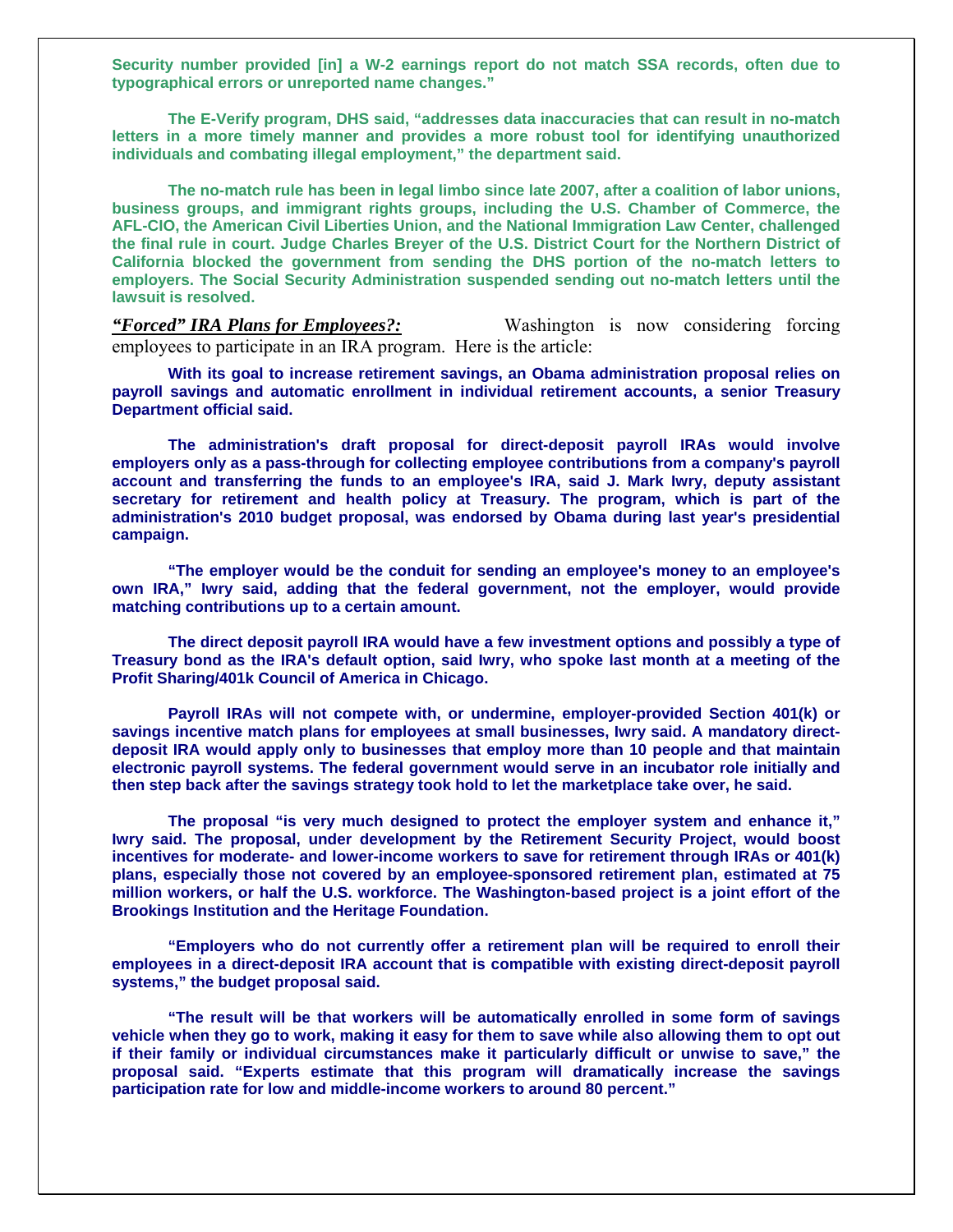**Security number provided [in] a W-2 earnings report do not match SSA records, often due to typographical errors or unreported name changes."**

**The E-Verify program, DHS said, "addresses data inaccuracies that can result in no-match letters in a more timely manner and provides a more robust tool for identifying unauthorized individuals and combating illegal employment," the department said.**

**The no-match rule has been in legal limbo since late 2007, after a coalition of labor unions, business groups, and immigrant rights groups, including the U.S. Chamber of Commerce, the AFL-CIO, the American Civil Liberties Union, and the National Immigration Law Center, challenged the final rule in court. Judge Charles Breyer of the U.S. District Court for the Northern District of California blocked the government from sending the DHS portion of the no-match letters to employers. The Social Security Administration suspended sending out no-match letters until the lawsuit is resolved.**

***"Forced" IRA Plans for Employees?:*** Washington is now considering forcing employees to participate in an IRA program. Here is the article:

**With its goal to increase retirement savings, an Obama administration proposal relies on payroll savings and automatic enrollment in individual retirement accounts, a senior Treasury Department official said.**

**The administration's draft proposal for direct-deposit payroll IRAs would involve employers only as a pass-through for collecting employee contributions from a company's payroll account and transferring the funds to an employee's IRA, said J. Mark Iwry, deputy assistant secretary for retirement and health policy at Treasury. The program, which is part of the administration's 2010 budget proposal, was endorsed by Obama during last year's presidential campaign.**

**"The employer would be the conduit for sending an employee's money to an employee's own IRA," Iwry said, adding that the federal government, not the employer, would provide matching contributions up to a certain amount.**

**The direct deposit payroll IRA would have a few investment options and possibly a type of Treasury bond as the IRA's default option, said Iwry, who spoke last month at a meeting of the Profit Sharing/401k Council of America in Chicago.**

**Payroll IRAs will not compete with, or undermine, employer-provided Section 401(k) or savings incentive match plans for employees at small businesses, Iwry said. A mandatory direct-deposit IRA would apply only to businesses that employ more than 10 people and that maintain electronic payroll systems. The federal government would serve in an incubator role initially and then step back after the savings strategy took hold to let the marketplace take over, he said.**

**The proposal "is very much designed to protect the employer system and enhance it," Iwry said. The proposal, under development by the Retirement Security Project, would boost incentives for moderate- and lower-income workers to save for retirement through IRAs or 401(k) plans, especially those not covered by an employee-sponsored retirement plan, estimated at 75 million workers, or half the U.S. workforce. The Washington-based project is a joint effort of the Brookings Institution and the Heritage Foundation.**

**"Employers who do not currently offer a retirement plan will be required to enroll their employees in a direct-deposit IRA account that is compatible with existing direct-deposit payroll systems," the budget proposal said.**

**"The result will be that workers will be automatically enrolled in some form of savings vehicle when they go to work, making it easy for them to save while also allowing them to opt out if their family or individual circumstances make it particularly difficult or unwise to save," the proposal said. "Experts estimate that this program will dramatically increase the savings participation rate for low and middle-income workers to around 80 percent."**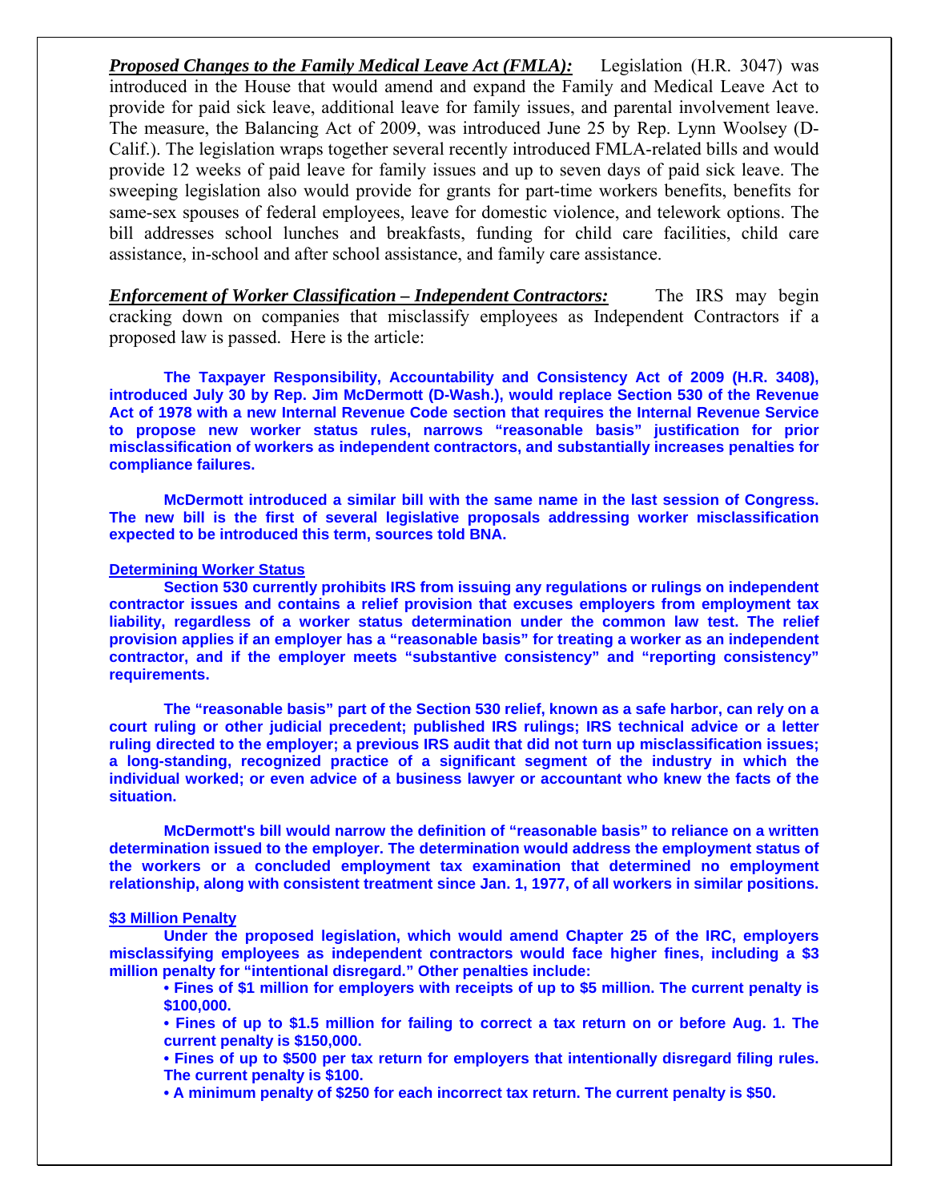***Proposed Changes to the Family Medical Leave Act (FMLA):*** Legislation (H.R. 3047) was introduced in the House that would amend and expand the Family and Medical Leave Act to provide for paid sick leave, additional leave for family issues, and parental involvement leave. The measure, the Balancing Act of 2009, was introduced June 25 by Rep. Lynn Woolsey (D-Calif.). The legislation wraps together several recently introduced FMLA-related bills and would provide 12 weeks of paid leave for family issues and up to seven days of paid sick leave. The sweeping legislation also would provide for grants for part-time workers benefits, benefits for same-sex spouses of federal employees, leave for domestic violence, and telework options. The bill addresses school lunches and breakfasts, funding for child care facilities, child care assistance, in-school and after school assistance, and family care assistance.

***Enforcement of Worker Classification – Independent Contractors:*** The IRS may begin cracking down on companies that misclassify employees as Independent Contractors if a proposed law is passed. Here is the article:

**The Taxpayer Responsibility, Accountability and Consistency Act of 2009 (H.R. 3408), introduced July 30 by Rep. Jim McDermott (D-Wash.), would replace Section 530 of the Revenue Act of 1978 with a new Internal Revenue Code section that requires the Internal Revenue Service to propose new worker status rules, narrows "reasonable basis" justification for prior misclassification of workers as independent contractors, and substantially increases penalties for compliance failures.**

**McDermott introduced a similar bill with the same name in the last session of Congress. The new bill is the first of several legislative proposals addressing worker misclassification expected to be introduced this term, sources told BNA.**

**Determining Worker Status**

**Section 530 currently prohibits IRS from issuing any regulations or rulings on independent contractor issues and contains a relief provision that excuses employers from employment tax liability, regardless of a worker status determination under the common law test. The relief provision applies if an employer has a "reasonable basis" for treating a worker as an independent contractor, and if the employer meets "substantive consistency" and "reporting consistency" requirements.**

**The "reasonable basis" part of the Section 530 relief, known as a safe harbor, can rely on a court ruling or other judicial precedent; published IRS rulings; IRS technical advice or a letter ruling directed to the employer; a previous IRS audit that did not turn up misclassification issues; a long-standing, recognized practice of a significant segment of the industry in which the individual worked; or even advice of a business lawyer or accountant who knew the facts of the situation.**

**McDermott's bill would narrow the definition of "reasonable basis" to reliance on a written determination issued to the employer. The determination would address the employment status of the workers or a concluded employment tax examination that determined no employment relationship, along with consistent treatment since Jan. 1, 1977, of all workers in similar positions.**

**$3 Million Penalty**

**Under the proposed legislation, which would amend Chapter 25 of the IRC, employers misclassifying employees as independent contractors would face higher fines, including a $3 million penalty for "intentional disregard." Other penalties include:**

- **Fines of $1 million for employers with receipts of up to $5 million. The current penalty is $100,000.**
- **Fines of up to $1.5 million for failing to correct a tax return on or before Aug. 1. The current penalty is $150,000.**
- **Fines of up to $500 per tax return for employers that intentionally disregard filing rules. The current penalty is $100.**
- **A minimum penalty of $250 for each incorrect tax return. The current penalty is $50.**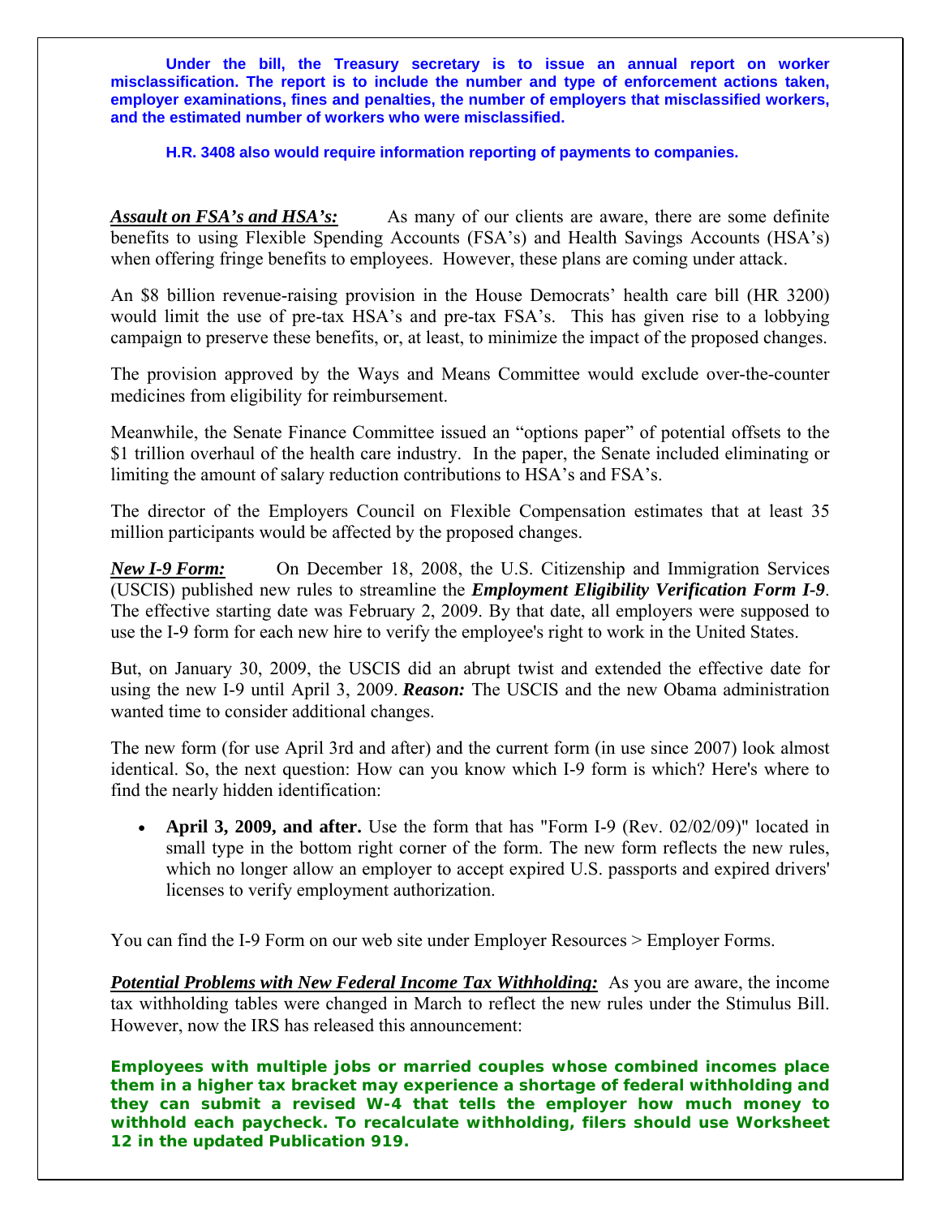**Under the bill, the Treasury secretary is to issue an annual report on worker misclassification. The report is to include the number and type of enforcement actions taken, employer examinations, fines and penalties, the number of employers that misclassified workers, and the estimated number of workers who were misclassified.**

**H.R. 3408 also would require information reporting of payments to companies.**

***Assault on FSA's and HSA's:*** As many of our clients are aware, there are some definite benefits to using Flexible Spending Accounts (FSA's) and Health Savings Accounts (HSA's) when offering fringe benefits to employees. However, these plans are coming under attack.

An $8 billion revenue-raising provision in the House Democrats' health care bill (HR 3200) would limit the use of pre-tax HSA's and pre-tax FSA's. This has given rise to a lobbying campaign to preserve these benefits, or, at least, to minimize the impact of the proposed changes.

The provision approved by the Ways and Means Committee would exclude over-the-counter medicines from eligibility for reimbursement.

Meanwhile, the Senate Finance Committee issued an "options paper" of potential offsets to the $1 trillion overhaul of the health care industry. In the paper, the Senate included eliminating or limiting the amount of salary reduction contributions to HSA's and FSA's.

The director of the Employers Council on Flexible Compensation estimates that at least 35 million participants would be affected by the proposed changes.

***New I-9 Form:*** On December 18, 2008, the U.S. Citizenship and Immigration Services (USCIS) published new rules to streamline the ***Employment Eligibility Verification Form I-9***. The effective starting date was February 2, 2009. By that date, all employers were supposed to use the I-9 form for each new hire to verify the employee's right to work in the United States.

But, on January 30, 2009, the USCIS did an abrupt twist and extended the effective date for using the new I-9 until April 3, 2009. ***Reason:*** The USCIS and the new Obama administration wanted time to consider additional changes.

The new form (for use April 3rd and after) and the current form (in use since 2007) look almost identical. So, the next question: How can you know which I-9 form is which? Here's where to find the nearly hidden identification:

- **April 3, 2009, and after.** Use the form that has "Form I-9 (Rev. 02/02/09)" located in small type in the bottom right corner of the form. The new form reflects the new rules, which no longer allow an employer to accept expired U.S. passports and expired drivers' licenses to verify employment authorization.

You can find the I-9 Form on our web site under Employer Resources > Employer Forms.

***Potential Problems with New Federal Income Tax Withholding:*** As you are aware, the income tax withholding tables were changed in March to reflect the new rules under the Stimulus Bill. However, now the IRS has released this announcement:

**Employees with multiple jobs or married couples whose combined incomes place them in a higher tax bracket may experience a shortage of federal withholding and they can submit a revised W-4 that tells the employer how much money to withhold each paycheck. To recalculate withholding, filers should use Worksheet 12 in the updated Publication 919.**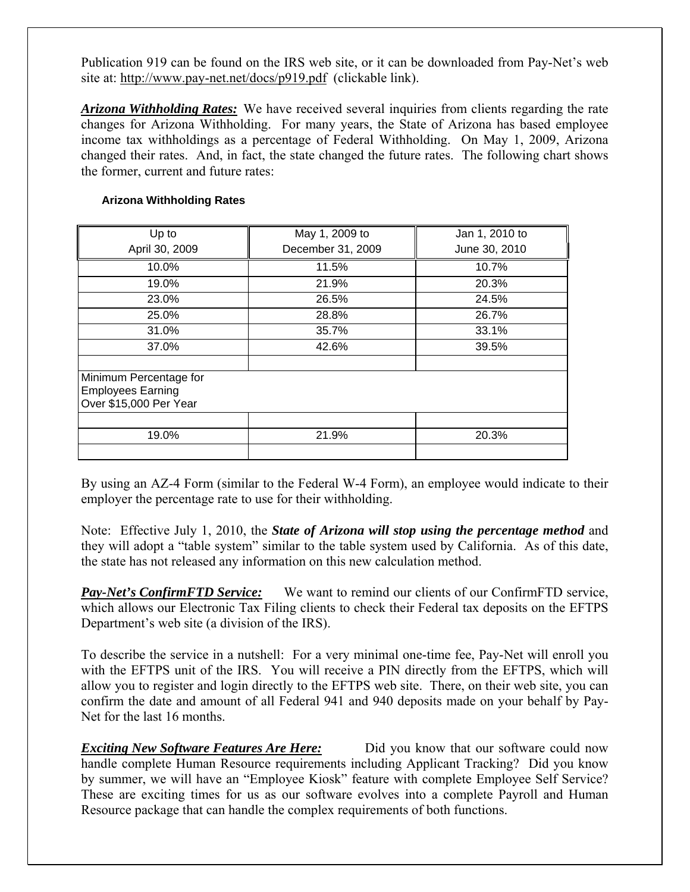Publication 919 can be found on the IRS web site, or it can be downloaded from Pay-Net's web site at: http://www.pay-net.net/docs/p919.pdf (clickable link).

***Arizona Withholding Rates:*** We have received several inquiries from clients regarding the rate changes for Arizona Withholding. For many years, the State of Arizona has based employee income tax withholdings as a percentage of Federal Withholding. On May 1, 2009, Arizona changed their rates. And, in fact, the state changed the future rates. The following chart shows the former, current and future rates:

**Arizona Withholding Rates**

| Up to April 30, 2009 | May 1, 2009 to December 31, 2009 | Jan 1, 2010 to June 30, 2010 |
|---|---|---|
| 10.0% | 11.5% | 10.7% |
| 19.0% | 21.9% | 20.3% |
| 23.0% | 26.5% | 24.5% |
| 25.0% | 28.8% | 26.7% |
| 31.0% | 35.7% | 33.1% |
| 37.0% | 42.6% | 39.5% |
| | | |
| Minimum Percentage for Employees Earning Over $15,000 Per Year | | |
| | | |
| 19.0% | 21.9% | 20.3% |
| | | |

By using an AZ-4 Form (similar to the Federal W-4 Form), an employee would indicate to their employer the percentage rate to use for their withholding.

Note: Effective July 1, 2010, the ***State of Arizona will stop using the percentage method*** and they will adopt a "table system" similar to the table system used by California. As of this date, the state has not released any information on this new calculation method.

***Pay-Net's ConfirmFTD Service:*** We want to remind our clients of our ConfirmFTD service, which allows our Electronic Tax Filing clients to check their Federal tax deposits on the EFTPS Department's web site (a division of the IRS).

To describe the service in a nutshell: For a very minimal one-time fee, Pay-Net will enroll you with the EFTPS unit of the IRS. You will receive a PIN directly from the EFTPS, which will allow you to register and login directly to the EFTPS web site. There, on their web site, you can confirm the date and amount of all Federal 941 and 940 deposits made on your behalf by Pay-Net for the last 16 months.

***Exciting New Software Features Are Here:*** Did you know that our software could now handle complete Human Resource requirements including Applicant Tracking? Did you know by summer, we will have an "Employee Kiosk" feature with complete Employee Self Service? These are exciting times for us as our software evolves into a complete Payroll and Human Resource package that can handle the complex requirements of both functions.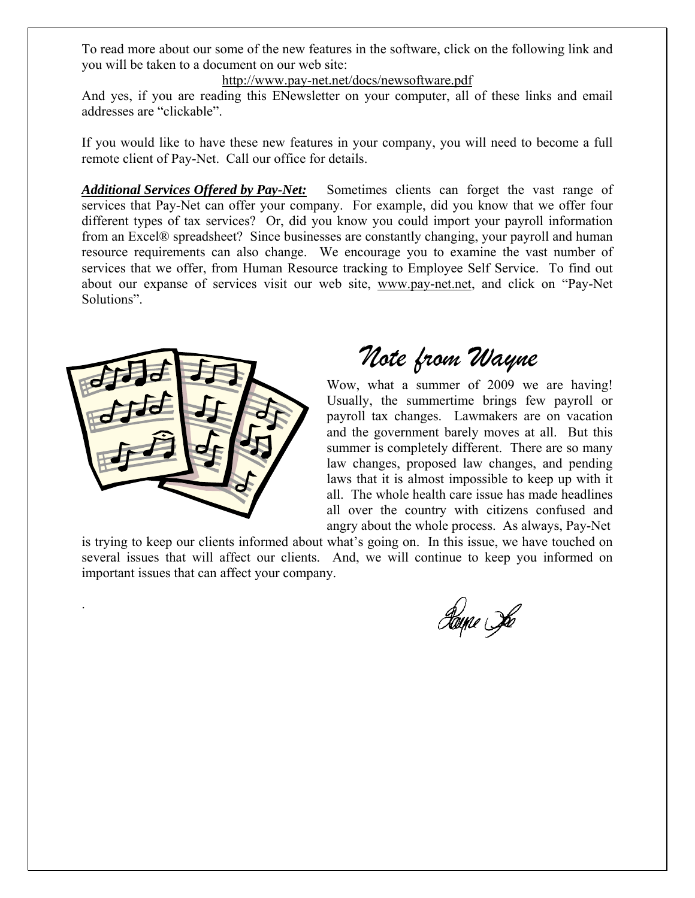To read more about our some of the new features in the software, click on the following link and you will be taken to a document on our web site:

http://www.pay-net.net/docs/newsoftware.pdf

And yes, if you are reading this ENewsletter on your computer, all of these links and email addresses are "clickable".

If you would like to have these new features in your company, you will need to become a full remote client of Pay-Net. Call our office for details.

***Additional Services Offered by Pay-Net:*** Sometimes clients can forget the vast range of services that Pay-Net can offer your company. For example, did you know that we offer four different types of tax services? Or, did you know you could import your payroll information from an Excel® spreadsheet? Since businesses are constantly changing, your payroll and human resource requirements can also change. We encourage you to examine the vast number of services that we offer, from Human Resource tracking to Employee Self Service. To find out about our expanse of services visit our web site, www.pay-net.net, and click on "Pay-Net Solutions".

## *Note from Wayne*

Wow, what a summer of 2009 we are having! Usually, the summertime brings few payroll or payroll tax changes. Lawmakers are on vacation and the government barely moves at all. But this summer is completely different. There are so many law changes, proposed law changes, and pending laws that it is almost impossible to keep up with it all. The whole health care issue has made headlines all over the country with citizens confused and angry about the whole process. As always, Pay-Net is trying to keep our clients informed about what's going on. In this issue, we have touched on several issues that will affect our clients. And, we will continue to keep you informed on important issues that can affect your company.

.

Wayne Joe